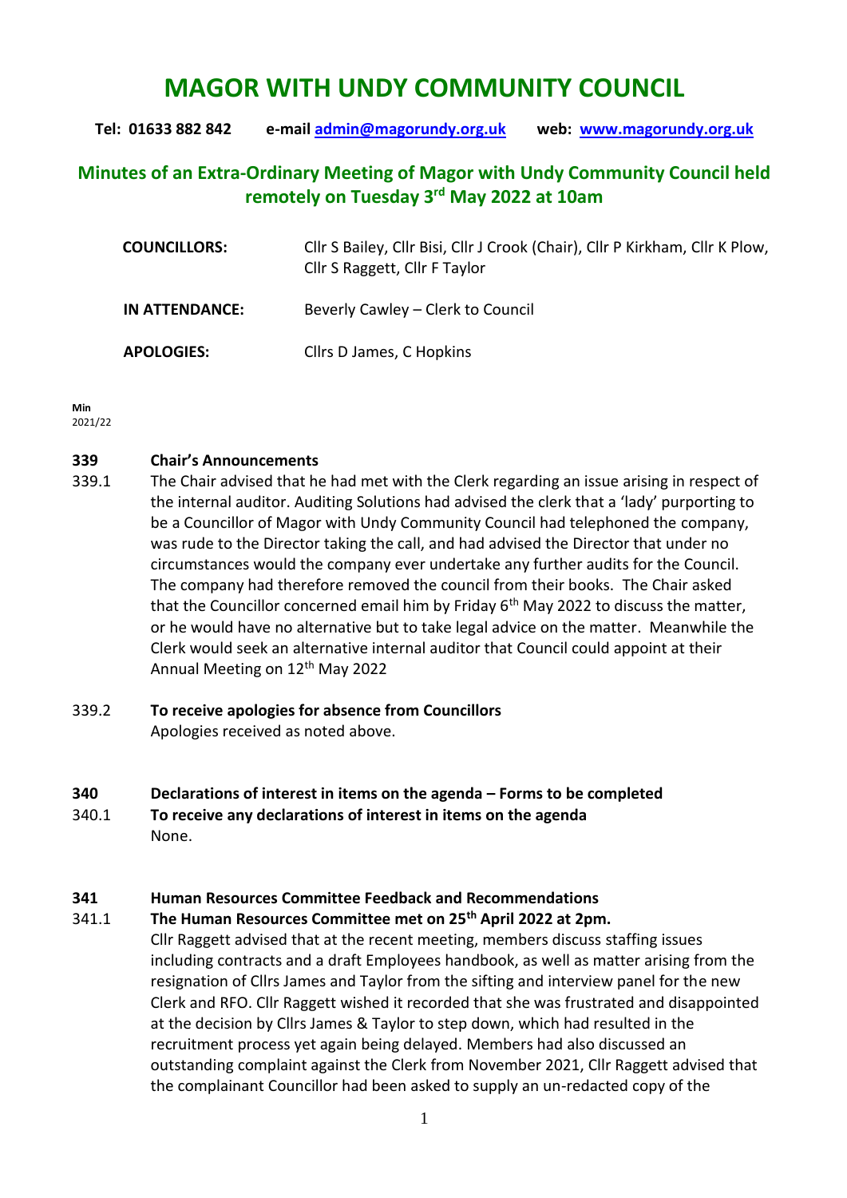# MAGOR WITH UNDY COMMUNITY COUNCIL

**Tel: 01633 882 842 e-mail admin@magorundy.org.uk web: www.magorundy.org.uk**

## Minutes of an Extra-Ordinary Meeting of Magor with Undy Community Council held remotely on Tuesday 3rd May 2022 at 10am

| | |
|---|---|
| **COUNCILLORS:** | Cllr S Bailey, Cllr Bisi, Cllr J Crook (Chair), Cllr P Kirkham, Cllr K Plow, Cllr S Raggett, Cllr F Taylor |
| **IN ATTENDANCE:** | Beverly Cawley – Clerk to Council |
| **APOLOGIES:** | Cllrs D James, C Hopkins |

**Min**
2021/22

**339 Chair's Announcements**

339.1 The Chair advised that he had met with the Clerk regarding an issue arising in respect of the internal auditor. Auditing Solutions had advised the clerk that a 'lady' purporting to be a Councillor of Magor with Undy Community Council had telephoned the company, was rude to the Director taking the call, and had advised the Director that under no circumstances would the company ever undertake any further audits for the Council. The company had therefore removed the council from their books. The Chair asked that the Councillor concerned email him by Friday 6th May 2022 to discuss the matter, or he would have no alternative but to take legal advice on the matter. Meanwhile the Clerk would seek an alternative internal auditor that Council could appoint at their Annual Meeting on 12th May 2022

339.2 **To receive apologies for absence from Councillors**
Apologies received as noted above.

**340 Declarations of interest in items on the agenda – Forms to be completed**

340.1 **To receive any declarations of interest in items on the agenda**
None.

**341 Human Resources Committee Feedback and Recommendations**

341.1 **The Human Resources Committee met on 25th April 2022 at 2pm.**
Cllr Raggett advised that at the recent meeting, members discuss staffing issues including contracts and a draft Employees handbook, as well as matter arising from the resignation of Cllrs James and Taylor from the sifting and interview panel for the new Clerk and RFO. Cllr Raggett wished it recorded that she was frustrated and disappointed at the decision by Cllrs James & Taylor to step down, which had resulted in the recruitment process yet again being delayed. Members had also discussed an outstanding complaint against the Clerk from November 2021, Cllr Raggett advised that the complainant Councillor had been asked to supply an un-redacted copy of the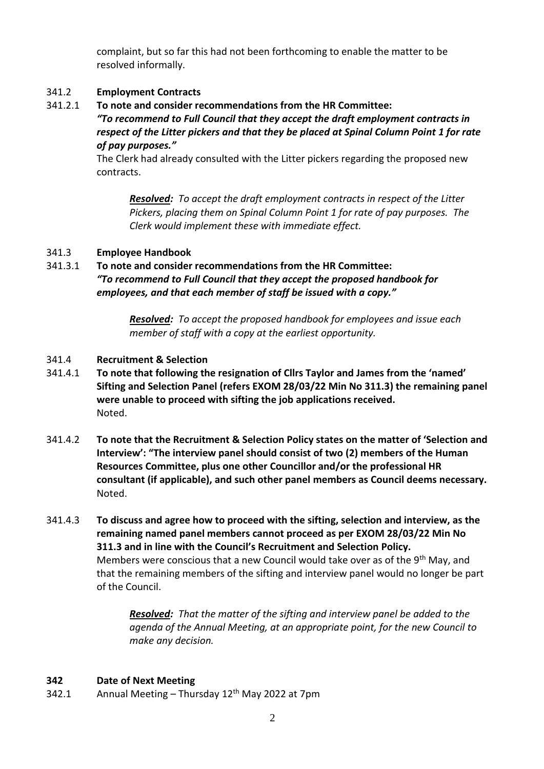complaint, but so far this had not been forthcoming to enable the matter to be resolved informally.

341.2 **Employment Contracts**

341.2.1 **To note and consider recommendations from the HR Committee:**
***"To recommend to Full Council that they accept the draft employment contracts in respect of the Litter pickers and that they be placed at Spinal Column Point 1 for rate of pay purposes."***

The Clerk had already consulted with the Litter pickers regarding the proposed new contracts.

> ***Resolved:*** *To accept the draft employment contracts in respect of the Litter Pickers, placing them on Spinal Column Point 1 for rate of pay purposes. The Clerk would implement these with immediate effect.*

341.3 **Employee Handbook**

341.3.1 **To note and consider recommendations from the HR Committee:**
***"To recommend to Full Council that they accept the proposed handbook for employees, and that each member of staff be issued with a copy."***

> ***Resolved:*** *To accept the proposed handbook for employees and issue each member of staff with a copy at the earliest opportunity.*

341.4 **Recruitment & Selection**

341.4.1 **To note that following the resignation of Cllrs Taylor and James from the 'named' Sifting and Selection Panel (refers EXOM 28/03/22 Min No 311.3) the remaining panel were unable to proceed with sifting the job applications received.**
Noted.

341.4.2 **To note that the Recruitment & Selection Policy states on the matter of 'Selection and Interview': "The interview panel should consist of two (2) members of the Human Resources Committee, plus one other Councillor and/or the professional HR consultant (if applicable), and such other panel members as Council deems necessary.**
Noted.

341.4.3 **To discuss and agree how to proceed with the sifting, selection and interview, as the remaining named panel members cannot proceed as per EXOM 28/03/22 Min No 311.3 and in line with the Council's Recruitment and Selection Policy.**
Members were conscious that a new Council would take over as of the 9th May, and that the remaining members of the sifting and interview panel would no longer be part of the Council.

> ***Resolved:*** *That the matter of the sifting and interview panel be added to the agenda of the Annual Meeting, at an appropriate point, for the new Council to make any decision.*

## 342 Date of Next Meeting

342.1 Annual Meeting – Thursday 12th May 2022 at 7pm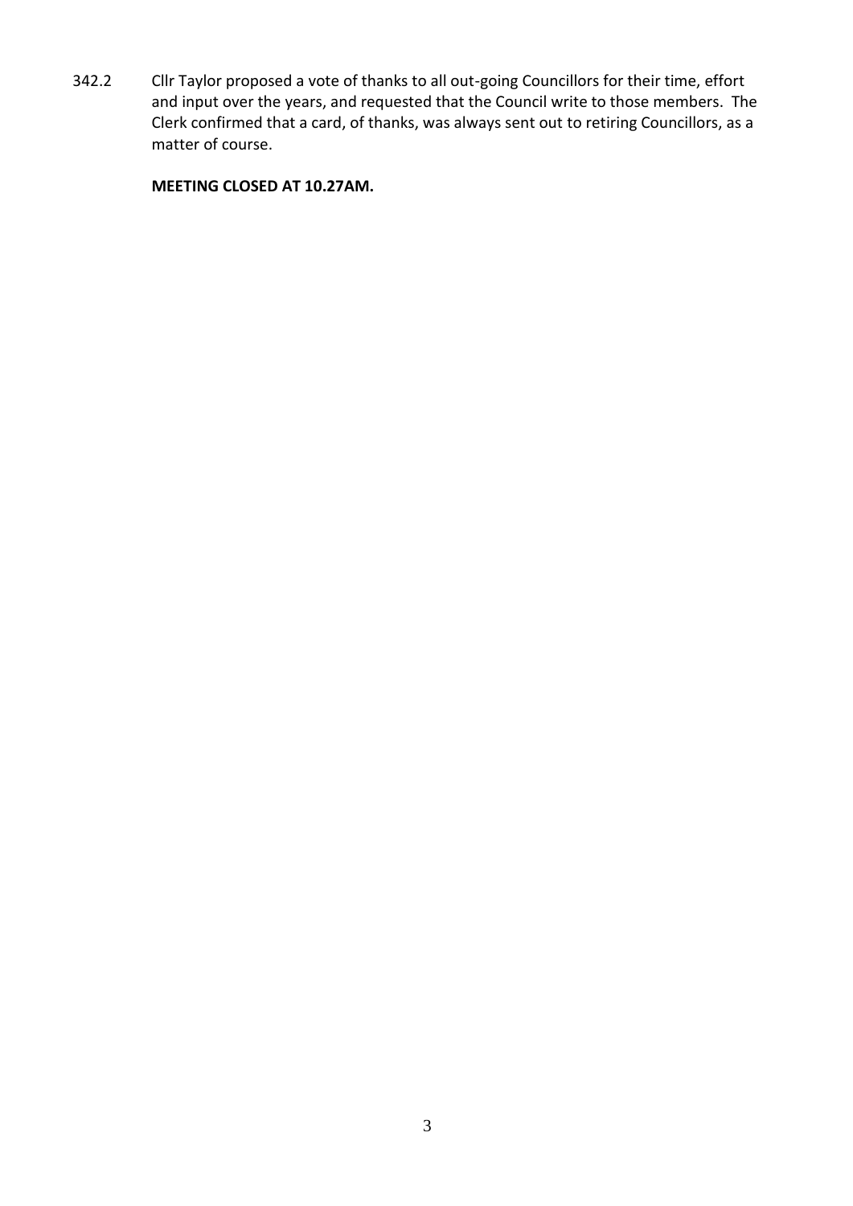342.2 Cllr Taylor proposed a vote of thanks to all out-going Councillors for their time, effort and input over the years, and requested that the Council write to those members. The Clerk confirmed that a card, of thanks, was always sent out to retiring Councillors, as a matter of course.

**MEETING CLOSED AT 10.27AM.**